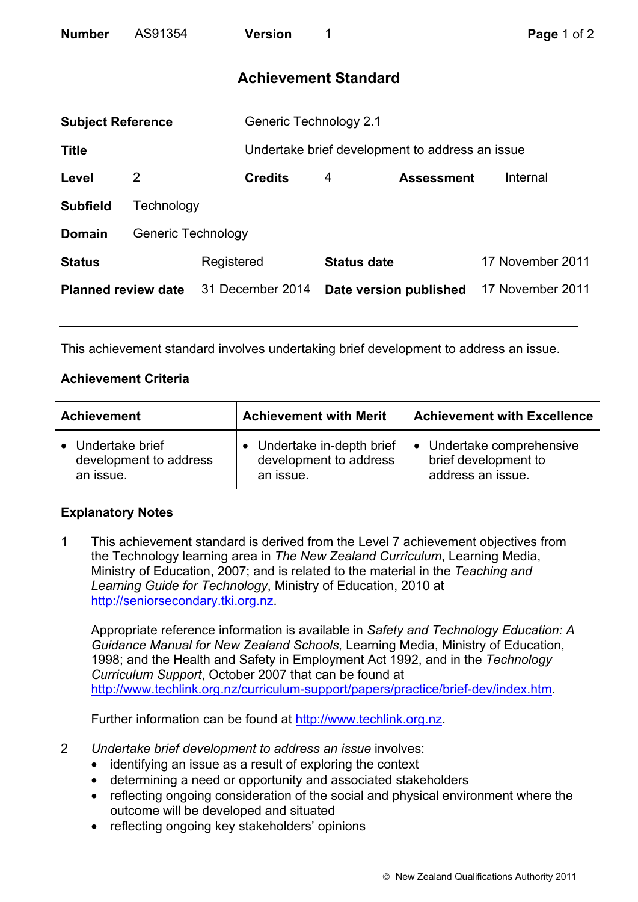| Number | AS91354 | Version | 1 |
|---|---|---|---|

# Achievement Standard

| | | | | | |
|---|---|---|---|---|---|
| **Subject Reference** | | Generic Technology 2.1 | | | |
| **Title** | | Undertake brief development to address an issue | | | |
| **Level** | 2 | **Credits** | 4 | **Assessment** | Internal |
| **Subfield** | Technology | | | | |
| **Domain** | Generic Technology | | | | |
| **Status** | Registered | **Status date** | 17 November 2011 | | |
| **Planned review date** | 31 December 2014 | **Date version published** | 17 November 2011 | | |

This achievement standard involves undertaking brief development to address an issue.

## Achievement Criteria

| Achievement | Achievement with Merit | Achievement with Excellence |
|---|---|---|
| • Undertake brief development to address an issue. | • Undertake in-depth brief development to address an issue. | • Undertake comprehensive brief development to address an issue. |

## Explanatory Notes

1 This achievement standard is derived from the Level 7 achievement objectives from the Technology learning area in *The New Zealand Curriculum*, Learning Media, Ministry of Education, 2007; and is related to the material in the *Teaching and Learning Guide for Technology*, Ministry of Education, 2010 at http://seniorsecondary.tki.org.nz.

Appropriate reference information is available in *Safety and Technology Education: A Guidance Manual for New Zealand Schools,* Learning Media, Ministry of Education, 1998; and the Health and Safety in Employment Act 1992, and in the *Technology Curriculum Support*, October 2007 that can be found at http://www.techlink.org.nz/curriculum-support/papers/practice/brief-dev/index.htm.

Further information can be found at http://www.techlink.org.nz.

2 *Undertake brief development to address an issue* involves:

- identifying an issue as a result of exploring the context
- determining a need or opportunity and associated stakeholders
- reflecting ongoing consideration of the social and physical environment where the outcome will be developed and situated
- reflecting ongoing key stakeholders' opinions

© New Zealand Qualifications Authority 2011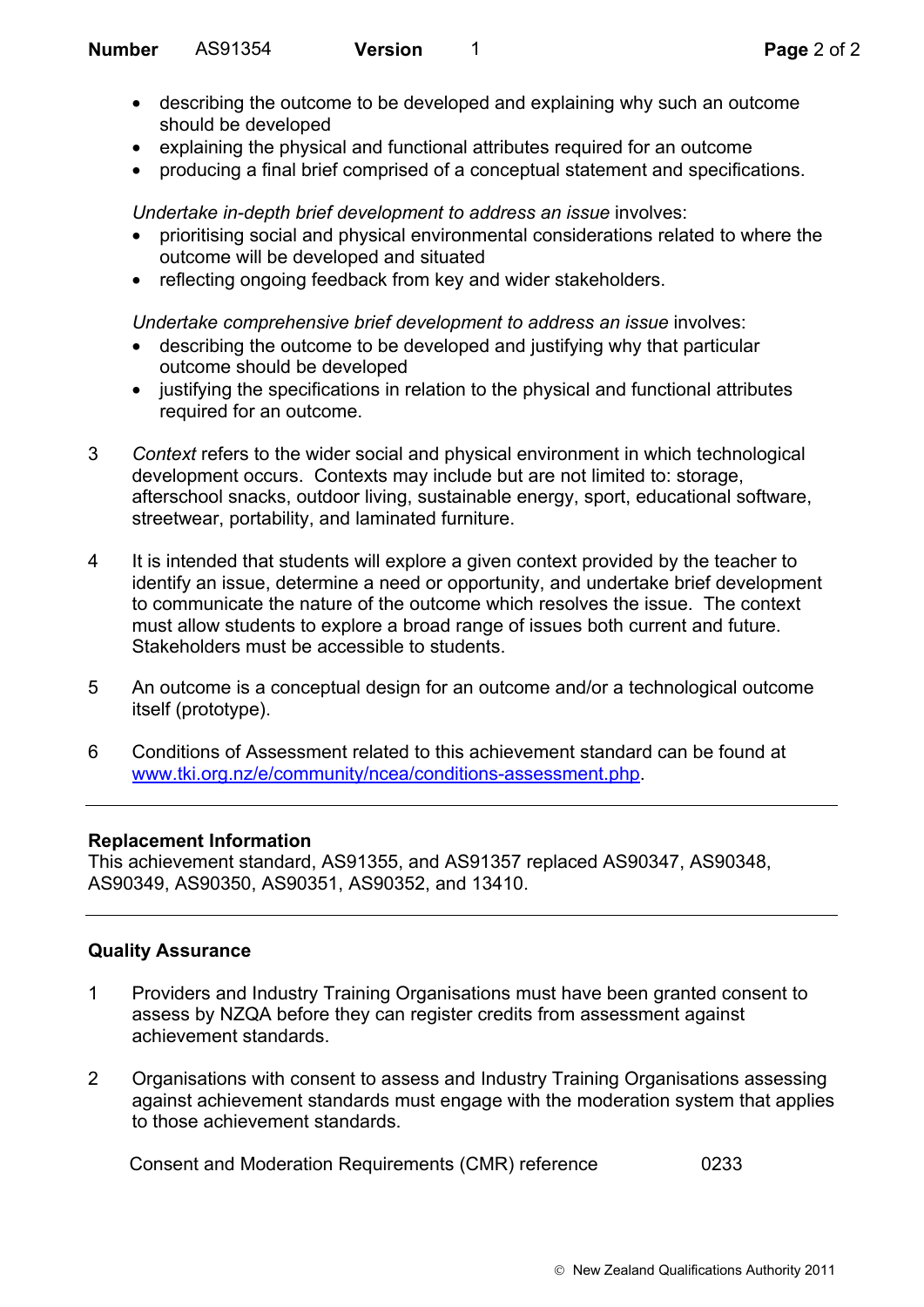- describing the outcome to be developed and explaining why such an outcome should be developed
- explaining the physical and functional attributes required for an outcome
- producing a final brief comprised of a conceptual statement and specifications.

*Undertake in-depth brief development to address an issue* involves:

- prioritising social and physical environmental considerations related to where the outcome will be developed and situated
- reflecting ongoing feedback from key and wider stakeholders.

*Undertake comprehensive brief development to address an issue* involves:

- describing the outcome to be developed and justifying why that particular outcome should be developed
- justifying the specifications in relation to the physical and functional attributes required for an outcome.

3. *Context* refers to the wider social and physical environment in which technological development occurs. Contexts may include but are not limited to: storage, afterschool snacks, outdoor living, sustainable energy, sport, educational software, streetwear, portability, and laminated furniture.

4. It is intended that students will explore a given context provided by the teacher to identify an issue, determine a need or opportunity, and undertake brief development to communicate the nature of the outcome which resolves the issue. The context must allow students to explore a broad range of issues both current and future. Stakeholders must be accessible to students.

5. An outcome is a conceptual design for an outcome and/or a technological outcome itself (prototype).

6. Conditions of Assessment related to this achievement standard can be found at [www.tki.org.nz/e/community/ncea/conditions-assessment.php](www.tki.org.nz/e/community/ncea/conditions-assessment.php).

---

**Replacement Information**

This achievement standard, AS91355, and AS91357 replaced AS90347, AS90348, AS90349, AS90350, AS90351, AS90352, and 13410.

---

**Quality Assurance**

1. Providers and Industry Training Organisations must have been granted consent to assess by NZQA before they can register credits from assessment against achievement standards.

2. Organisations with consent to assess and Industry Training Organisations assessing against achievement standards must engage with the moderation system that applies to those achievement standards.

Consent and Moderation Requirements (CMR) reference 0233

© New Zealand Qualifications Authority 2011